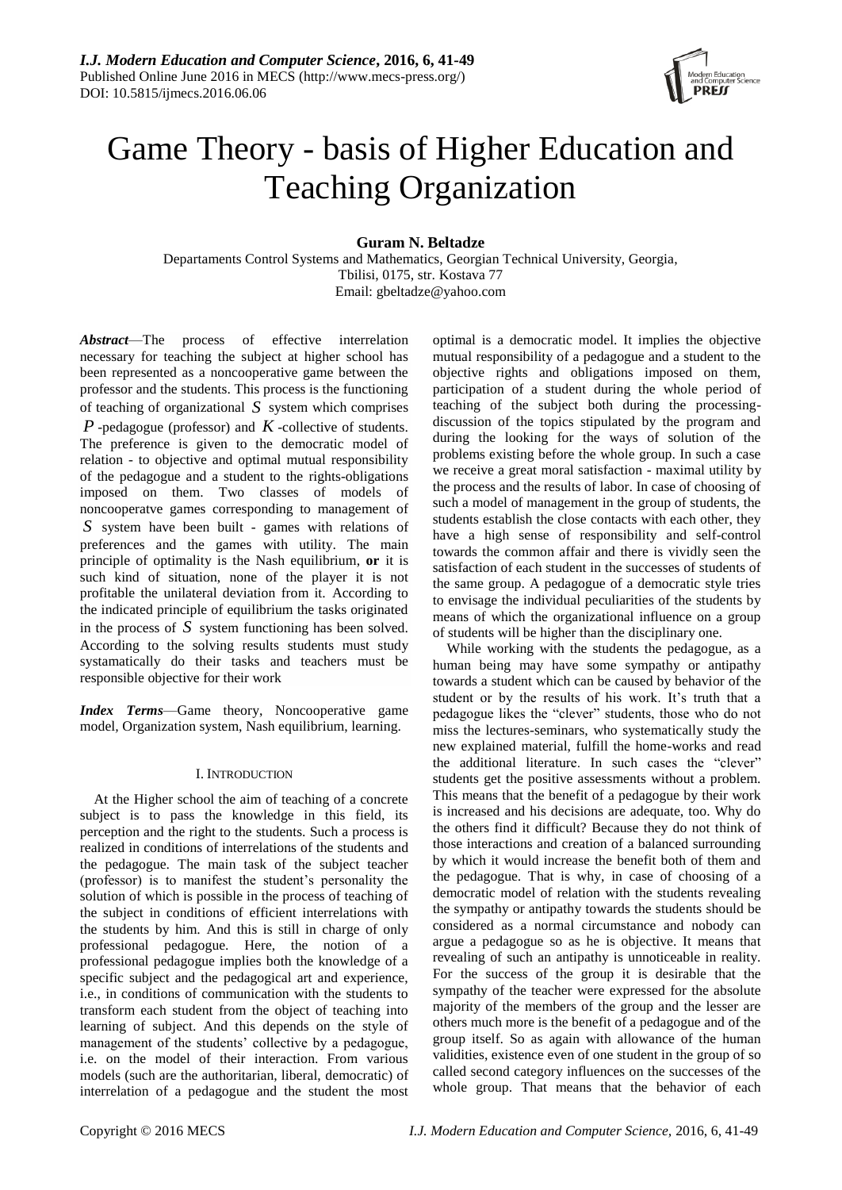# Game Theory - basis of Higher Education and Teaching Organization

**Guram N. Beltadze**

Departaments Control Systems and Mathematics, Georgian Technical University, Georgia,
Tbilisi, 0175, str. Kostava 77
Email: gbeltadze@yahoo.com

***Abstract*****—**The process of effective interrelation necessary for teaching the subject at higher school has been represented as a noncooperative game between the professor and the students. This process is the functioning of teaching of organizational $S$ system which comprises $P$ -pedagogue (professor) and $K$ -collective of students. The preference is given to the democratic model of relation - to objective and optimal mutual responsibility of the pedagogue and a student to the rights-obligations imposed on them. Two classes of models of noncooperatve games corresponding to management of $S$ system have been built - games with relations of preferences and the games with utility. The main principle of optimality is the Nash equilibrium, **or** it is such kind of situation, none of the player it is not profitable the unilateral deviation from it. According to the indicated principle of equilibrium the tasks originated in the process of $S$ system functioning has been solved. According to the solving results students must study systematically do their tasks and teachers must be responsible objective for their work

***Index Terms*****—**Game theory, Noncooperative game model, Organization system, Nash equilibrium, learning.

## I. Introduction

At the Higher school the aim of teaching of a concrete subject is to pass the knowledge in this field, its perception and the right to the students. Such a process is realized in conditions of interrelations of the students and the pedagogue. The main task of the subject teacher (professor) is to manifest the student's personality the solution of which is possible in the process of teaching of the subject in conditions of efficient interrelations with the students by him. And this is still in charge of only professional pedagogue. Here, the notion of a professional pedagogue implies both the knowledge of a specific subject and the pedagogical art and experience, i.e., in conditions of communication with the students to transform each student from the object of teaching into learning of subject. And this depends on the style of management of the students' collective by a pedagogue, i.e. on the model of their interaction. From various models (such are the authoritarian, liberal, democratic) of interrelation of a pedagogue and the student the most optimal is a democratic model. It implies the objective mutual responsibility of a pedagogue and a student to the objective rights and obligations imposed on them, participation of a student during the whole period of teaching of the subject both during the processing-discussion of the topics stipulated by the program and during the looking for the ways of solution of the problems existing before the whole group. In such a case we receive a great moral satisfaction - maximal utility by the process and the results of labor. In case of choosing of such a model of management in the group of students, the students establish the close contacts with each other, they have a high sense of responsibility and self-control towards the common affair and there is vividly seen the satisfaction of each student in the successes of students of the same group. A pedagogue of a democratic style tries to envisage the individual peculiarities of the students by means of which the organizational influence on a group of students will be higher than the disciplinary one.

While working with the students the pedagogue, as a human being may have some sympathy or antipathy towards a student which can be caused by behavior of the student or by the results of his work. It's truth that a pedagogue likes the "clever" students, those who do not miss the lectures-seminars, who systematically study the new explained material, fulfill the home-works and read the additional literature. In such cases the "clever" students get the positive assessments without a problem. This means that the benefit of a pedagogue by their work is increased and his decisions are adequate, too. Why do the others find it difficult? Because they do not think of those interactions and creation of a balanced surrounding by which it would increase the benefit both of them and the pedagogue. That is why, in case of choosing of a democratic model of relation with the students revealing the sympathy or antipathy towards the students should be considered as a normal circumstance and nobody can argue a pedagogue so as he is objective. It means that revealing of such an antipathy is unnoticeable in reality. For the success of the group it is desirable that the sympathy of the teacher were expressed for the absolute majority of the members of the group and the lesser are others much more is the benefit of a pedagogue and of the group itself. So as again with allowance of the human validities, existence even of one student in the group of so called second category influences on the successes of the whole group. That means that the behavior of each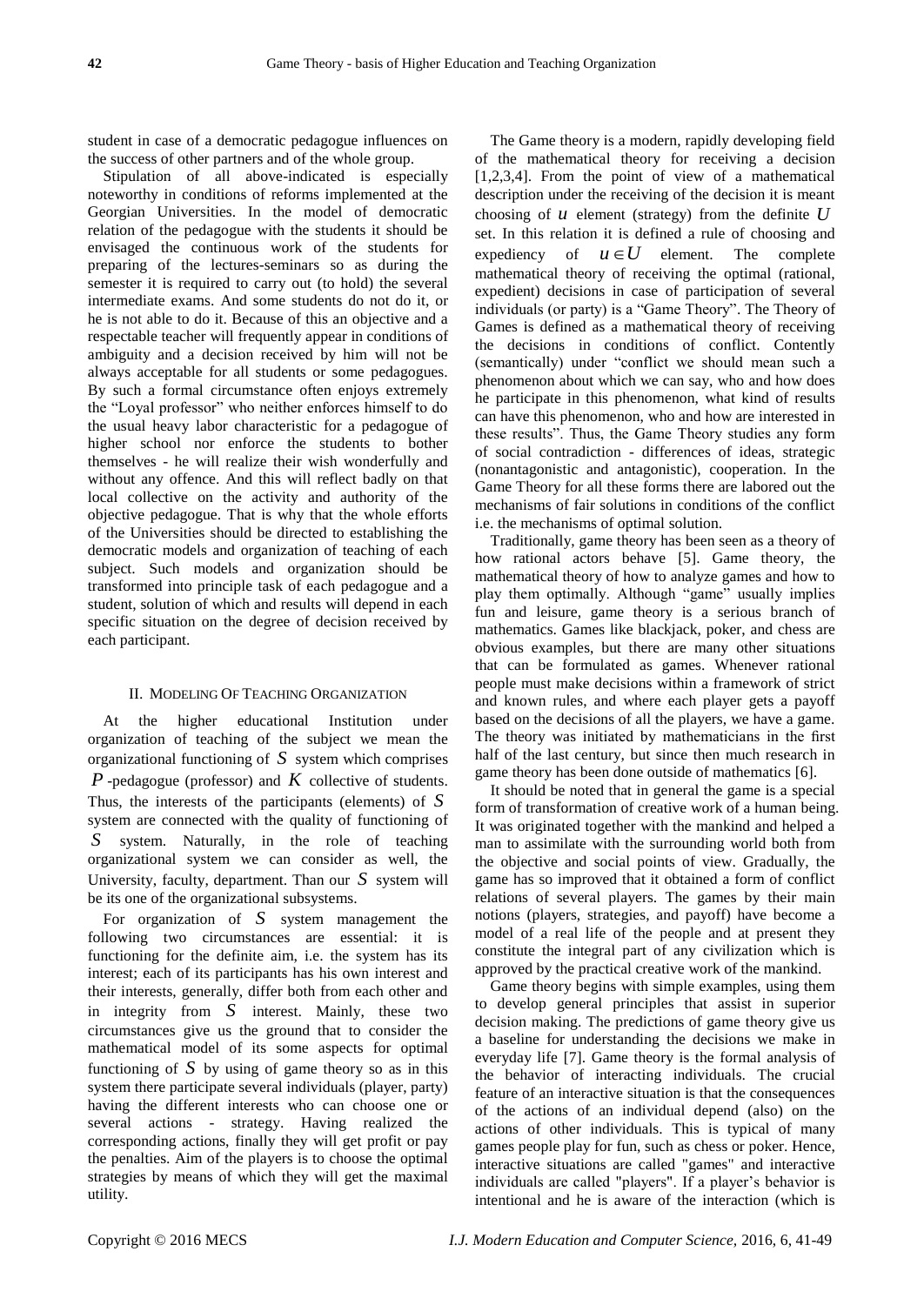student in case of a democratic pedagogue influences on the success of other partners and of the whole group.

Stipulation of all above-indicated is especially noteworthy in conditions of reforms implemented at the Georgian Universities. In the model of democratic relation of the pedagogue with the students it should be envisaged the continuous work of the students for preparing of the lectures-seminars so as during the semester it is required to carry out (to hold) the several intermediate exams. And some students do not do it, or he is not able to do it. Because of this an objective and a respectable teacher will frequently appear in conditions of ambiguity and a decision received by him will not be always acceptable for all students or some pedagogues. By such a formal circumstance often enjoys extremely the "Loyal professor" who neither enforces himself to do the usual heavy labor characteristic for a pedagogue of higher school nor enforce the students to bother themselves - he will realize their wish wonderfully and without any offence. And this will reflect badly on that local collective on the activity and authority of the objective pedagogue. That is why that the whole efforts of the Universities should be directed to establishing the democratic models and organization of teaching of each subject. Such models and organization should be transformed into principle task of each pedagogue and a student, solution of which and results will depend in each specific situation on the degree of decision received by each participant.

## II. Modeling Of Teaching Organization

At the higher educational Institution under organization of teaching of the subject we mean the organizational functioning of $S$ system which comprises $P$-pedagogue (professor) and $K$ collective of students. Thus, the interests of the participants (elements) of $S$ system are connected with the quality of functioning of $S$ system. Naturally, in the role of teaching organizational system we can consider as well, the University, faculty, department. Than our $S$ system will be its one of the organizational subsystems.

For organization of $S$ system management the following two circumstances are essential: it is functioning for the definite aim, i.e. the system has its interest; each of its participants has his own interest and their interests, generally, differ both from each other and in integrity from $S$ interest. Mainly, these two circumstances give us the ground that to consider the mathematical model of its some aspects for optimal functioning of $S$ by using of game theory so as in this system there participate several individuals (player, party) having the different interests who can choose one or several actions - strategy. Having realized the corresponding actions, finally they will get profit or pay the penalties. Aim of the players is to choose the optimal strategies by means of which they will get the maximal utility.

The Game theory is a modern, rapidly developing field of the mathematical theory for receiving a decision [1,2,3,4]. From the point of view of a mathematical description under the receiving of the decision it is meant choosing of $u$ element (strategy) from the definite $U$ set. In this relation it is defined a rule of choosing and expediency of $u \in U$ element. The complete mathematical theory of receiving the optimal (rational, expedient) decisions in case of participation of several individuals (or party) is a "Game Theory". The Theory of Games is defined as a mathematical theory of receiving the decisions in conditions of conflict. Contently (semantically) under "conflict we should mean such a phenomenon about which we can say, who and how does he participate in this phenomenon, what kind of results can have this phenomenon, who and how are interested in these results". Thus, the Game Theory studies any form of social contradiction - differences of ideas, strategic (nonantagonistic and antagonistic), cooperation. In the Game Theory for all these forms there are labored out the mechanisms of fair solutions in conditions of the conflict i.e. the mechanisms of optimal solution.

Traditionally, game theory has been seen as a theory of how rational actors behave [5]. Game theory, the mathematical theory of how to analyze games and how to play them optimally. Although "game" usually implies fun and leisure, game theory is a serious branch of mathematics. Games like blackjack, poker, and chess are obvious examples, but there are many other situations that can be formulated as games. Whenever rational people must make decisions within a framework of strict and known rules, and where each player gets a payoff based on the decisions of all the players, we have a game. The theory was initiated by mathematicians in the first half of the last century, but since then much research in game theory has been done outside of mathematics [6].

It should be noted that in general the game is a special form of transformation of creative work of a human being. It was originated together with the mankind and helped a man to assimilate with the surrounding world both from the objective and social points of view. Gradually, the game has so improved that it obtained a form of conflict relations of several players. The games by their main notions (players, strategies, and payoff) have become a model of a real life of the people and at present they constitute the integral part of any civilization which is approved by the practical creative work of the mankind.

Game theory begins with simple examples, using them to develop general principles that assist in superior decision making. The predictions of game theory give us a baseline for understanding the decisions we make in everyday life [7]. Game theory is the formal analysis of the behavior of interacting individuals. The crucial feature of an interactive situation is that the consequences of the actions of an individual depend (also) on the actions of other individuals. This is typical of many games people play for fun, such as chess or poker. Hence, interactive situations are called "games" and interactive individuals are called "players". If a player's behavior is intentional and he is aware of the interaction (which is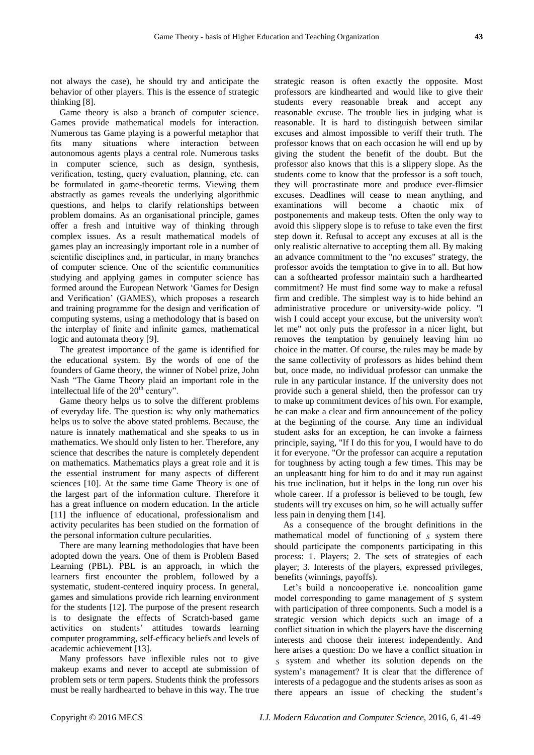not always the case), he should try and anticipate the behavior of other players. This is the essence of strategic thinking [8].

Game theory is also a branch of computer science. Games provide mathematical models for interaction. Numerous tas Game playing is a powerful metaphor that fits many situations where interaction between autonomous agents plays a central role. Numerous tasks in computer science, such as design, synthesis, verification, testing, query evaluation, planning, etc. can be formulated in game-theoretic terms. Viewing them abstractly as games reveals the underlying algorithmic questions, and helps to clarify relationships between problem domains. As an organisational principle, games offer a fresh and intuitive way of thinking through complex issues. As a result mathematical models of games play an increasingly important role in a number of scientific disciplines and, in particular, in many branches of computer science. One of the scientific communities studying and applying games in computer science has formed around the European Network 'Games for Design and Verification' (GAMES), which proposes a research and training programme for the design and verification of computing systems, using a methodology that is based on the interplay of finite and infinite games, mathematical logic and automata theory [9].

The greatest importance of the game is identified for the educational system. By the words of one of the founders of Game theory, the winner of Nobel prize, John Nash "The Game Theory plaid an important role in the intellectual life of the $20^{th}$ century".

Game theory helps us to solve the different problems of everyday life. The question is: why only mathematics helps us to solve the above stated problems. Because, the nature is innately mathematical and she speaks to us in mathematics. We should only listen to her. Therefore, any science that describes the nature is completely dependent on mathematics. Mathematics plays a great role and it is the essential instrument for many aspects of different sciences [10]. At the same time Game Theory is one of the largest part of the information culture. Therefore it has a great influence on modern education. In the article [11] the influence of educational, professionalism and activity pecularites has been studied on the formation of the personal information culture pecularities.

There are many learning methodologies that have been adopted down the years. One of them is Problem Based Learning (PBL). PBL is an approach, in which the learners first encounter the problem, followed by a systematic, student-centered inquiry process. In general, games and simulations provide rich learning environment for the students [12]. The purpose of the present research is to designate the effects of Scratch-based game activities on students' attitudes towards learning computer programming, self-efficacy beliefs and levels of academic achievement [13].

Many professors have inflexible rules not to give makeup exams and never to acceptl ate submission of problem sets or term papers. Students think the professors must be really hardhearted to behave in this way. The true strategic reason is often exactly the opposite. Most professors are kindhearted and would like to give their students every reasonable break and accept any reasonable excuse. The trouble lies in judging what is reasonable. It is hard to distinguish between similar excuses and almost impossible to veriff their truth. The professor knows that on each occasion he will end up by giving the student the benefit of the doubt. But the professor also knows that this is a slippery slope. As the students come to know that the professor is a soft touch, they will procrastinate more and produce ever-flimsier excuses. Deadlines will cease to mean anything, and examinations will become a chaotic mix of postponements and makeup tests. Often the only way to avoid this slippery slope is to refuse to take even the first step down it. Refusal to accept any excuses at all is the only realistic alternative to accepting them all. By making an advance commitment to the "no excuses" strategy, the professor avoids the temptation to give in to all. But how can a softhearted professor maintain such a hardhearted commitment? He must find some way to make a refusal firm and credible. The simplest way is to hide behind an administrative procedure or university-wide policy. "l wish I could accept your excuse, but the university won't let me" not only puts the professor in a nicer light, but removes the temptation by genuinely leaving him no choice in the matter. Of course, the rules may be made by the same collectivity of professors as hides behind them but, once made, no individual professor can unmake the rule in any particular instance. If the university does not provide such a general shield, then the professor can try to make up commitment devices of his own. For example, he can make a clear and firm announcement of the policy at the beginning of the course. Any time an individual student asks for an exception, he can invoke a fairness principle, saying, "If I do this for you, I would have to do it for everyone. "Or the professor can acquire a reputation for toughness by acting tough a few times. This may be an unpleasantt hing for him to do and it may run against his true inclination, but it helps in the long run over his whole career. If a professor is believed to be tough, few students will try excuses on him, so he will actually suffer less pain in denying them [14].

As a consequence of the brought definitions in the mathematical model of functioning of $S$ system there should participate the components participating in this process: 1. Players; 2. The sets of strategies of each player; 3. Interests of the players, expressed privileges, benefits (winnings, payoffs).

Let's build a noncooperative i.e. noncoalition game model corresponding to game management of $S$ system with participation of three components. Such a model is a strategic version which depicts such an image of a conflict situation in which the players have the discerning interests and choose their interest independently. And here arises a question: Do we have a conflict situation in $S$ system and whether its solution depends on the system's management? It is clear that the difference of interests of a pedagogue and the students arises as soon as there appears an issue of checking the student's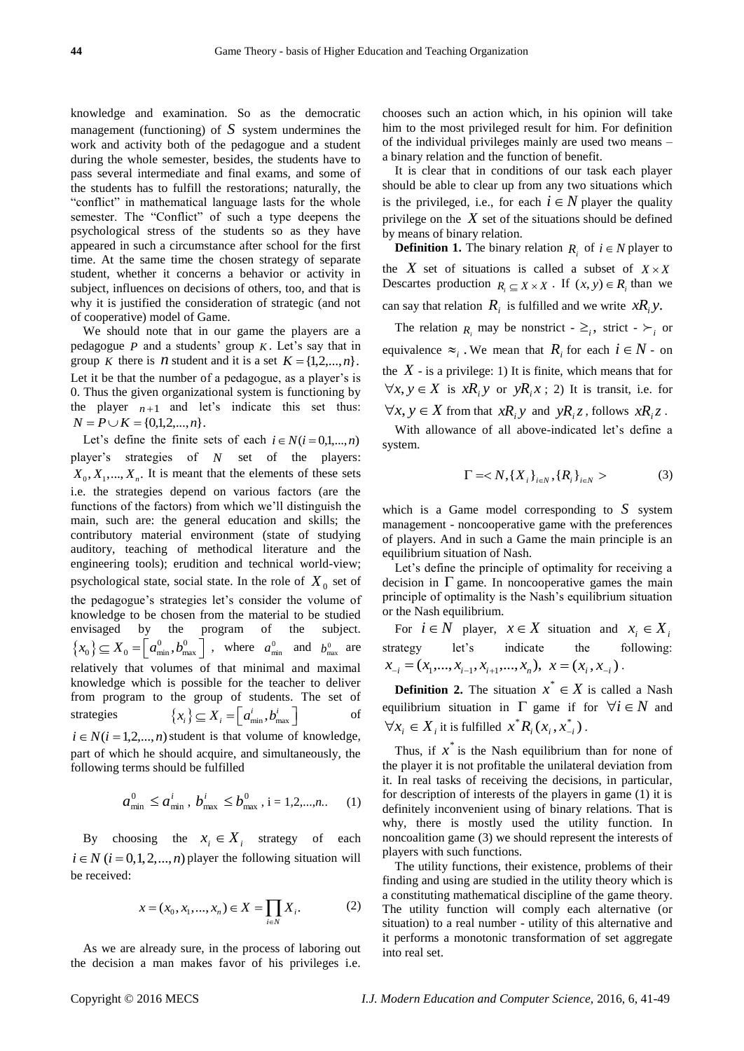knowledge and examination. So as the democratic management (functioning) of $S$ system undermines the work and activity both of the pedagogue and a student during the whole semester, besides, the students have to pass several intermediate and final exams, and some of the students has to fulfill the restorations; naturally, the "conflict" in mathematical language lasts for the whole semester. The "Conflict" of such a type deepens the psychological stress of the students so as they have appeared in such a circumstance after school for the first time. At the same time the chosen strategy of separate student, whether it concerns a behavior or activity in subject, influences on decisions of others, too, and that is why it is justified the consideration of strategic (and not of cooperative) model of Game.

We should note that in our game the players are a pedagogue $P$ and a students' group $K$. Let's say that in group $K$ there is $n$ student and it is a set $K = \{1,2,...,n\}$. Let it be that the number of a pedagogue, as a player's is 0. Thus the given organizational system is functioning by the player $n+1$ and let's indicate this set thus: $N = P \cup K = \{0,1,2,...,n\}$.

Let's define the finite sets of each $i \in N (i = 0,1,...,n)$ player's strategies of $N$ set of the players: $X_0, X_1,..., X_n$. It is meant that the elements of these sets i.e. the strategies depend on various factors (are the functions of the factors) from which we'll distinguish the main, such are: the general education and skills; the contributory material environment (state of studying auditory, teaching of methodical literature and the engineering tools); erudition and technical world-view; psychological state, social state. In the role of $X_0$ set of the pedagogue's strategies let's consider the volume of knowledge to be chosen from the material to be studied envisaged by the program of the subject. $\{x_0\} \subseteq X_0 = \left[a_{\min}^0, b_{\max}^0\right]$, where $a_{\min}^0$ and $b_{\max}^0$ are relatively that volumes of that minimal and maximal knowledge which is possible for the teacher to deliver from program to the group of students. The set of strategies $\{x_i\} \subseteq X_i = \left[a_{\min}^i, b_{\max}^i\right]$ of $i \in N (i = 1,2,...,n)$ student is that volume of knowledge, part of which he should acquire, and simultaneously, the following terms should be fulfilled

$$a_{\min}^0 \le a_{\min}^i,\ b_{\max}^i \le b_{\max}^0,\ \text{i} = 1,2,...,n.. \quad (1)$$

By choosing the $x_i \in X_i$ strategy of each $i \in N (i = 0,1,2,...,n)$ player the following situation will be received:

$$x = (x_0, x_1, ..., x_n) \in X = \prod_{i \in N} X_i. \quad (2)$$

As we are already sure, in the process of laboring out the decision a man makes favor of his privileges i.e. chooses such an action which, in his opinion will take him to the most privileged result for him. For definition of the individual privileges mainly are used two means – a binary relation and the function of benefit.

It is clear that in conditions of our task each player should be able to clear up from any two situations which is the privileged, i.e., for each $i \in N$ player the quality privilege on the $X$ set of the situations should be defined by means of binary relation.

**Definition 1.** The binary relation $R_i$ of $i \in N$ player to the $X$ set of situations is called a subset of $X \times X$ Descartes production $R_i \subseteq X \times X$. If $(x, y) \in R_i$ than we can say that relation $R_i$ is fulfilled and we write $xR_i y$.

The relation $R_i$ may be nonstrict - $\geq_i$, strict - $\succ_i$ or equivalence $\approx_i$. We mean that $R_i$ for each $i \in N$ - on the $X$ - is a privilege: 1) It is finite, which means that for $\forall x, y \in X$ is $xR_i y$ or $yR_i x$; 2) It is transit, i.e. for $\forall x, y \in X$ from that $xR_i y$ and $yR_i z$, follows $xR_i z$.

With allowance of all above-indicated let's define a system.

$$\Gamma = < N, \{X_i\}_{i \in N}, \{R_i\}_{i \in N} > \quad (3)$$

which is a Game model corresponding to $S$ system management - noncooperative game with the preferences of players. And in such a Game the main principle is an equilibrium situation of Nash.

Let's define the principle of optimality for receiving a decision in $\Gamma$ game. In noncooperative games the main principle of optimality is the Nash's equilibrium situation or the Nash equilibrium.

For $i \in N$ player, $x \in X$ situation and $x_i \in X_i$ strategy let's indicate the following: $x_{-i} = (x_1, ..., x_{i-1}, x_{i+1}, ..., x_n),\ x = (x_i, x_{-i})$.

**Definition 2.** The situation $x^* \in X$ is called a Nash equilibrium situation in $\Gamma$ game if for $\forall i \in N$ and $\forall x_i \in X_i$ it is fulfilled $x^* R_i (x_i, x_{-i}^*)$.

Thus, if $x^*$ is the Nash equilibrium than for none of the player it is not profitable the unilateral deviation from it. In real tasks of receiving the decisions, in particular, for description of interests of the players in game (1) it is definitely inconvenient using of binary relations. That is why, there is mostly used the utility function. In noncoalition game (3) we should represent the interests of players with such functions.

The utility functions, their existence, problems of their finding and using are studied in the utility theory which is a constituting mathematical discipline of the game theory. The utility function will comply each alternative (or situation) to a real number - utility of this alternative and it performs a monotonic transformation of set aggregate into real set.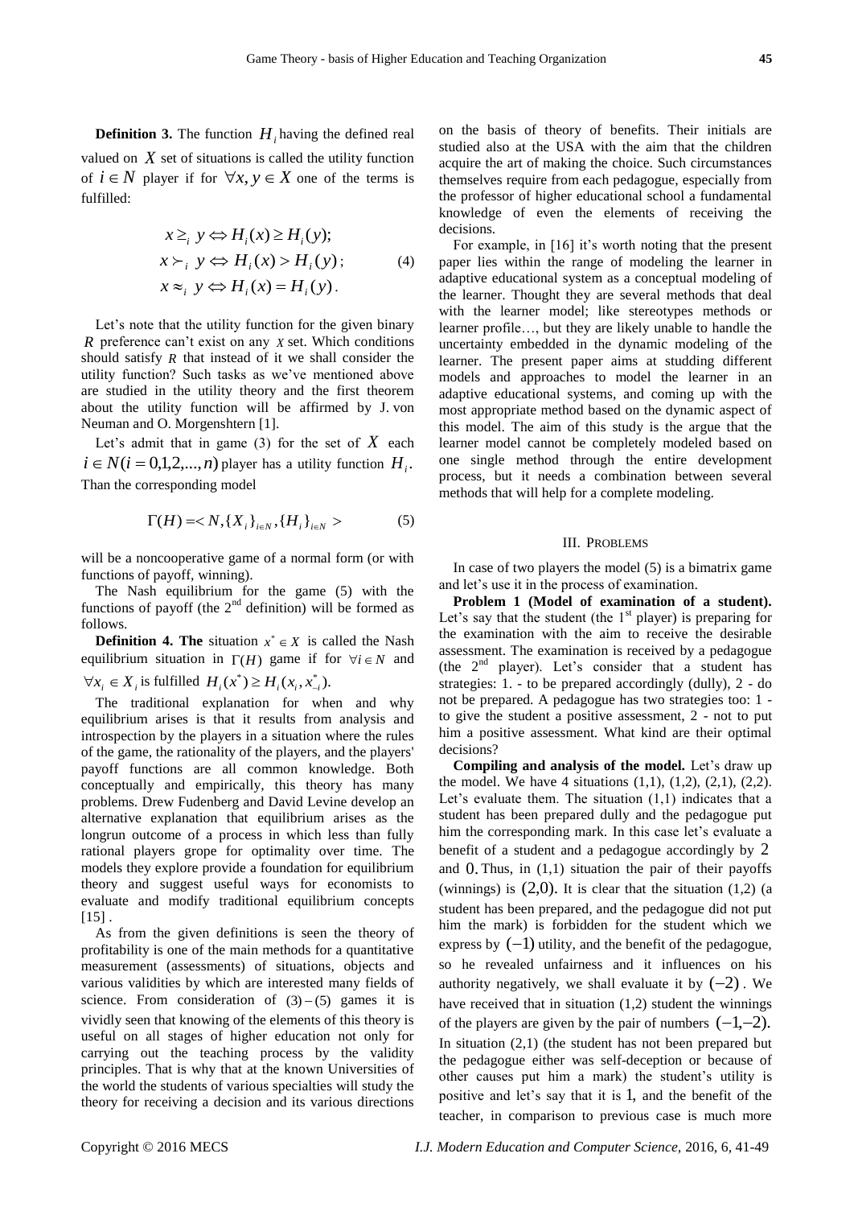**Definition 3.** The function $H_i$ having the defined real valued on $X$ set of situations is called the utility function of $i \in N$ player if for $\forall x, y \in X$ one of the terms is fulfilled:

$$x \geq_i y \Leftrightarrow H_i(x) \geq H_i(y);$$
$$x \succ_i y \Leftrightarrow H_i(x) > H_i(y); \qquad (4)$$
$$x \approx_i y \Leftrightarrow H_i(x) = H_i(y).$$

Let's note that the utility function for the given binary $R$ preference can't exist on any $X$ set. Which conditions should satisfy $R$ that instead of it we shall consider the utility function? Such tasks as we've mentioned above are studied in the utility theory and the first theorem about the utility function will be affirmed by J. von Neuman and O. Morgenshtern [1].

Let's admit that in game (3) for the set of $X$ each $i \in N (i = 0,1,2,...,n)$ player has a utility function $H_i$. Than the corresponding model

$$\Gamma(H) = < N, \{X_i\}_{i \in N}, \{H_i\}_{i \in N} > \qquad (5)$$

will be a noncooperative game of a normal form (or with functions of payoff, winning).

The Nash equilibrium for the game (5) with the functions of payoff (the 2nd definition) will be formed as follows.

**Definition 4. The** situation $x^* \in X$ is called the Nash equilibrium situation in $\Gamma(H)$ game if for $\forall i \in N$ and $\forall x_i \in X_i$ is fulfilled $H_i(x^*) \geq H_i(x_i, x_{-i}^*)$.

The traditional explanation for when and why equilibrium arises is that it results from analysis and introspection by the players in a situation where the rules of the game, the rationality of the players, and the players' payoff functions are all common knowledge. Both conceptually and empirically, this theory has many problems. Drew Fudenberg and David Levine develop an alternative explanation that equilibrium arises as the longrun outcome of a process in which less than fully rational players grope for optimality over time. The models they explore provide a foundation for equilibrium theory and suggest useful ways for economists to evaluate and modify traditional equilibrium concepts [15] .

As from the given definitions is seen the theory of profitability is one of the main methods for a quantitative measurement (assessments) of situations, objects and various validities by which are interested many fields of science. From consideration of $(3)-(5)$ games it is vividly seen that knowing of the elements of this theory is useful on all stages of higher education not only for carrying out the teaching process by the validity principles. That is why that at the known Universities of the world the students of various specialties will study the theory for receiving a decision and its various directions on the basis of theory of benefits. Their initials are studied also at the USA with the aim that the children acquire the art of making the choice. Such circumstances themselves require from each pedagogue, especially from the professor of higher educational school a fundamental knowledge of even the elements of receiving the decisions.

For example, in [16] it's worth noting that the present paper lies within the range of modeling the learner in adaptive educational system as a conceptual modeling of the learner. Thought they are several methods that deal with the learner model; like stereotypes methods or learner profile…, but they are likely unable to handle the uncertainty embedded in the dynamic modeling of the learner. The present paper aims at studding different models and approaches to model the learner in an adaptive educational systems, and coming up with the most appropriate method based on the dynamic aspect of this model. The aim of this study is the argue that the learner model cannot be completely modeled based on one single method through the entire development process, but it needs a combination between several methods that will help for a complete modeling.

## III. Problems

In case of two players the model (5) is a bimatrix game and let's use it in the process of examination.

**Problem 1 (Model of examination of a student).** Let's say that the student (the 1st player) is preparing for the examination with the aim to receive the desirable assessment. The examination is received by a pedagogue (the 2nd player). Let's consider that a student has strategies: 1. - to be prepared accordingly (dully), 2 - do not be prepared. A pedagogue has two strategies too: 1 - to give the student a positive assessment, 2 - not to put him a positive assessment. What kind are their optimal decisions?

**Compiling and analysis of the model.** Let's draw up the model. We have 4 situations (1,1), (1,2), (2,1), (2,2). Let's evaluate them. The situation (1,1) indicates that a student has been prepared dully and the pedagogue put him the corresponding mark. In this case let's evaluate a benefit of a student and a pedagogue accordingly by $2$ and $0$. Thus, in (1,1) situation the pair of their payoffs (winnings) is $(2,0)$. It is clear that the situation (1,2) (a student has been prepared, and the pedagogue did not put him the mark) is forbidden for the student which we express by $(-1)$ utility, and the benefit of the pedagogue, so he revealed unfairness and it influences on his authority negatively, we shall evaluate it by $(-2)$. We have received that in situation (1,2) student the winnings of the players are given by the pair of numbers $(-1,-2)$. In situation (2,1) (the student has not been prepared but the pedagogue either was self-deception or because of other causes put him a mark) the student's utility is positive and let's say that it is $1$, and the benefit of the teacher, in comparison to previous case is much more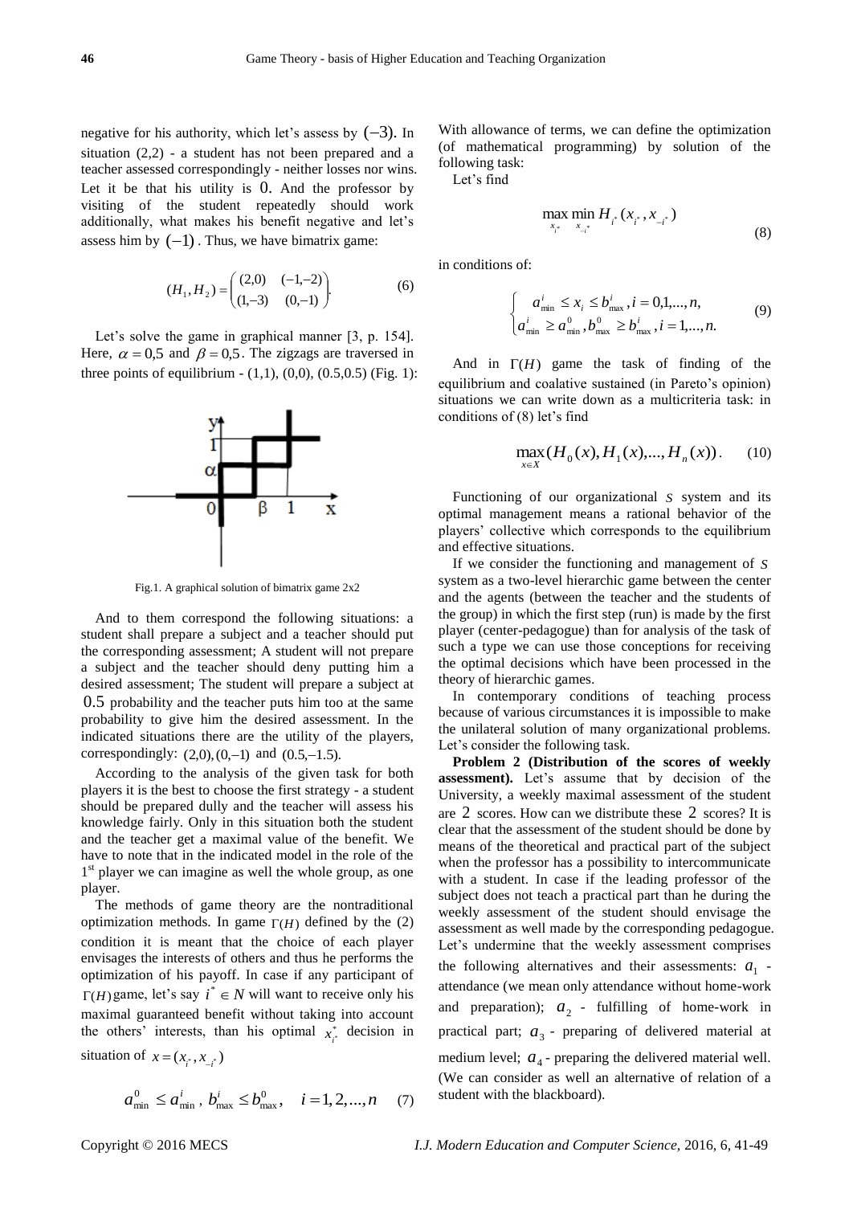negative for his authority, which let's assess by $(-3)$. In situation (2,2) - a student has not been prepared and a teacher assessed correspondingly - neither losses nor wins. Let it be that his utility is 0. And the professor by visiting of the student repeatedly should work additionally, what makes his benefit negative and let's assess him by $(-1)$. Thus, we have bimatrix game:

$$(H_1, H_2) = \begin{pmatrix} (2,0) & (-1,-2) \\ (1,-3) & (0,-1) \end{pmatrix}. \quad (6)$$

Let's solve the game in graphical manner [3, p. 154]. Here, $\alpha = 0{,}5$ and $\beta = 0{,}5$. The zigzags are traversed in three points of equilibrium - (1,1), (0,0), (0.5,0.5) (Fig. 1):

Fig.1. A graphical solution of bimatrix game 2x2

And to them correspond the following situations: a student shall prepare a subject and a teacher should put the corresponding assessment; A student will not prepare a subject and the teacher should deny putting him a desired assessment; The student will prepare a subject at 0.5 probability and the teacher puts him too at the same probability to give him the desired assessment. In the indicated situations there are the utility of the players, correspondingly: $(2,0), (0,-1)$ and $(0.5,-1.5)$.

According to the analysis of the given task for both players it is the best to choose the first strategy - a student should be prepared dully and the teacher will assess his knowledge fairly. Only in this situation both the student and the teacher get a maximal value of the benefit. We have to note that in the indicated model in the role of the 1st player we can imagine as well the whole group, as one player.

The methods of game theory are the nontraditional optimization methods. In game $\Gamma(H)$ defined by the (2) condition it is meant that the choice of each player envisages the interests of others and thus he performs the optimization of his payoff. In case if any participant of $\Gamma(H)$ game, let's say $i^* \in N$ will want to receive only his maximal guaranteed benefit without taking into account the others' interests, than his optimal $x_{i^*}^*$ decision in situation of $x = (x_{i^*}, x_{-i^*})$

$$a_{\min}^0 \le a_{\min}^i, \; b_{\max}^i \le b_{\max}^0, \quad i = 1,2,...,n \quad (7)$$

With allowance of terms, we can define the optimization (of mathematical programming) by solution of the following task:

Let's find

$$\max_{x_{i^*}} \min_{x_{-i^*}} H_{i^*}(x_{i^*}, x_{-i^*}) \quad (8)$$

in conditions of:

$$\begin{cases} a_{\min}^i \le x_i \le b_{\max}^i, i = 0,1,...,n, \\ a_{\min}^i \ge a_{\min}^0, b_{\max}^0 \ge b_{\max}^i, i = 1,...,n. \end{cases} \quad (9)$$

And in $\Gamma(H)$ game the task of finding of the equilibrium and coalative sustained (in Pareto's opinion) situations we can write down as a multicriteria task: in conditions of (8) let's find

$$\max_{x \in X} (H_0(x), H_1(x), ..., H_n(x)). \quad (10)$$

Functioning of our organizational $S$ system and its optimal management means a rational behavior of the players' collective which corresponds to the equilibrium and effective situations.

If we consider the functioning and management of $S$ system as a two-level hierarchic game between the center and the agents (between the teacher and the students of the group) in which the first step (run) is made by the first player (center-pedagogue) than for analysis of the task of such a type we can use those conceptions for receiving the optimal decisions which have been processed in the theory of hierarchic games.

In contemporary conditions of teaching process because of various circumstances it is impossible to make the unilateral solution of many organizational problems. Let's consider the following task.

**Problem 2 (Distribution of the scores of weekly assessment).** Let's assume that by decision of the University, a weekly maximal assessment of the student are 2 scores. How can we distribute these 2 scores? It is clear that the assessment of the student should be done by means of the theoretical and practical part of the subject when the professor has a possibility to intercommunicate with a student. In case if the leading professor of the subject does not teach a practical part than he during the weekly assessment of the student should envisage the assessment as well made by the corresponding pedagogue. Let's undermine that the weekly assessment comprises the following alternatives and their assessments: $a_1$ - attendance (we mean only attendance without home-work and preparation); $a_2$ - fulfilling of home-work in practical part; $a_3$ - preparing of delivered material at medium level; $a_4$ - preparing the delivered material well. (We can consider as well an alternative of relation of a student with the blackboard).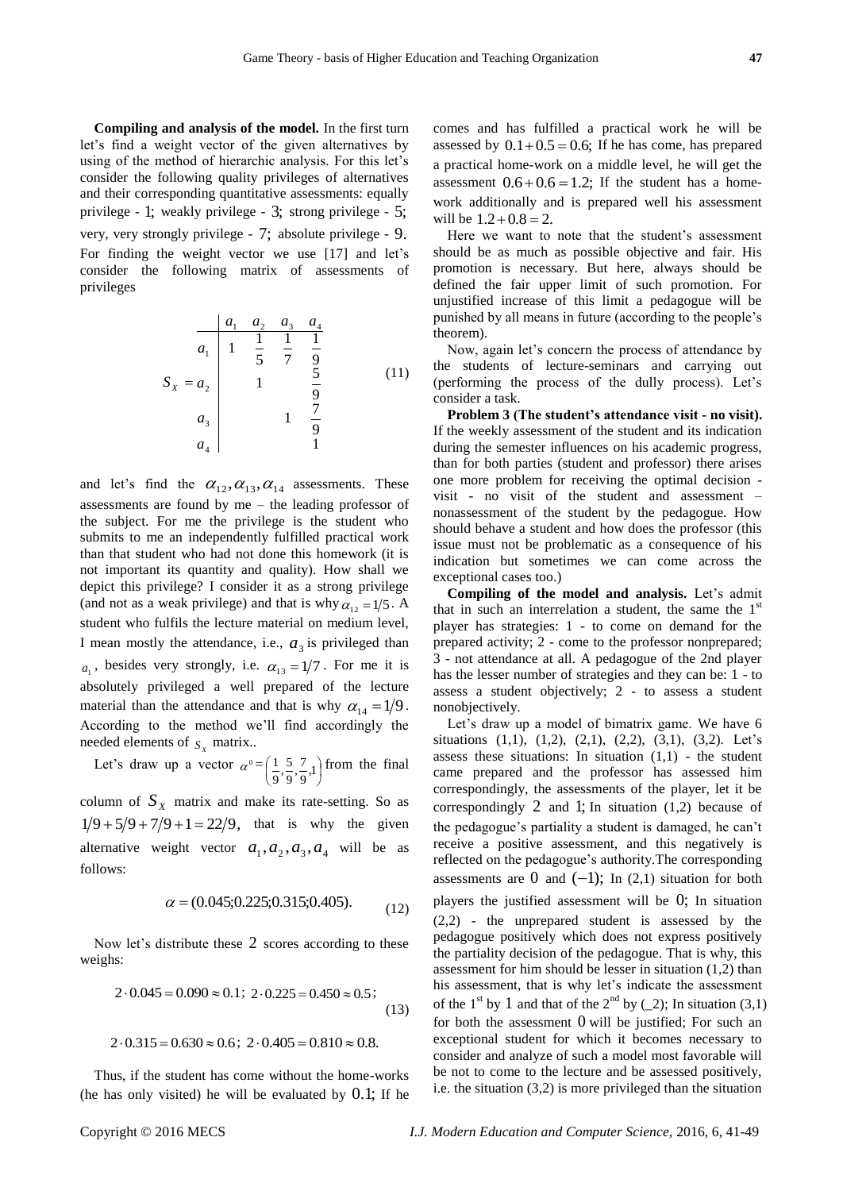**Compiling and analysis of the model.** In the first turn let's find a weight vector of the given alternatives by using of the method of hierarchic analysis. For this let's consider the following quality privileges of alternatives and their corresponding quantitative assessments: equally privilege - 1; weakly privilege - 3; strong privilege - 5; very, very strongly privilege - 7; absolute privilege - 9. For finding the weight vector we use [17] and let's consider the following matrix of assessments of privileges

$$S_X = \begin{array}{c|cccc} & a_1 & a_2 & a_3 & a_4 \\ \hline a_1 & 1 & \frac{1}{5} & \frac{1}{7} & \frac{1}{9} \\ a_2 & & 1 & & \frac{5}{9} \\ a_3 & & & 1 & \frac{7}{9} \\ a_4 & & & & 1 \end{array} \tag{11}$$

and let's find the $\alpha_{12}, \alpha_{13}, \alpha_{14}$ assessments. These assessments are found by me – the leading professor of the subject. For me the privilege is the student who submits to me an independently fulfilled practical work than that student who had not done this homework (it is not important its quantity and quality). How shall we depict this privilege? I consider it as a strong privilege (and not as a weak privilege) and that is why $\alpha_{12} = 1/5$. A student who fulfils the lecture material on medium level, I mean mostly the attendance, i.e., $a_3$ is privileged than $a_1$, besides very strongly, i.e. $\alpha_{13} = 1/7$. For me it is absolutely privileged a well prepared of the lecture material than the attendance and that is why $\alpha_{14} = 1/9$. According to the method we'll find accordingly the needed elements of $S_X$ matrix..

Let's draw up a vector $\alpha^0 = \left(\frac{1}{9}, \frac{5}{9}, \frac{7}{9}, 1\right)$ from the final column of $S_X$ matrix and make its rate-setting. So as $1/9 + 5/9 + 7/9 + 1 = 22/9$, that is why the given alternative weight vector $a_1, a_2, a_3, a_4$ will be as follows:

$$\alpha = (0.045; 0.225; 0.315; 0.405). \tag{12}$$

Now let's distribute these 2 scores according to these weighs:

$$2 \cdot 0.045 = 0.090 \approx 0.1;\ 2 \cdot 0.225 = 0.450 \approx 0.5;$$
$$2 \cdot 0.315 = 0.630 \approx 0.6;\ 2 \cdot 0.405 = 0.810 \approx 0.8. \tag{13}$$

Thus, if the student has come without the home-works (he has only visited) he will be evaluated by 0.1; If he comes and has fulfilled a practical work he will be assessed by $0.1 + 0.5 = 0.6$; If he has come, has prepared a practical home-work on a middle level, he will get the assessment $0.6 + 0.6 = 1.2$; If the student has a home-work additionally and is prepared well his assessment will be $1.2 + 0.8 = 2$.

Here we want to note that the student's assessment should be as much as possible objective and fair. His promotion is necessary. But here, always should be defined the fair upper limit of such promotion. For unjustified increase of this limit a pedagogue will be punished by all means in future (according to the people's theorem).

Now, again let's concern the process of attendance by the students of lecture-seminars and carrying out (performing the process of the dully process). Let's consider a task.

**Problem 3 (The student's attendance visit - no visit).** If the weekly assessment of the student and its indication during the semester influences on his academic progress, than for both parties (student and professor) there arises one more problem for receiving the optimal decision - visit - no visit of the student and assessment – nonassessment of the student by the pedagogue. How should behave a student and how does the professor (this issue must not be problematic as a consequence of his indication but sometimes we can come across the exceptional cases too.)

**Compiling of the model and analysis.** Let's admit that in such an interrelation a student, the same the 1st player has strategies: 1 - to come on demand for the prepared activity; 2 - come to the professor nonprepared; 3 - not attendance at all. A pedagogue of the 2nd player has the lesser number of strategies and they can be: 1 - to assess a student objectively; 2 - to assess a student nonobjectively.

Let's draw up a model of bimatrix game. We have 6 situations (1,1), (1,2), (2,1), (2,2), (3,1), (3,2). Let's assess these situations: In situation (1,1) - the student came prepared and the professor has assessed him correspondingly, the assessments of the player, let it be correspondingly 2 and 1; In situation (1,2) because of the pedagogue's partiality a student is damaged, he can't receive a positive assessment, and this negatively is reflected on the pedagogue's authority.The corresponding assessments are 0 and $(-1)$; In (2,1) situation for both players the justified assessment will be 0; In situation (2,2) - the unprepared student is assessed by the pedagogue positively which does not express positively the partiality decision of the pedagogue. That is why, this assessment for him should be lesser in situation (1,2) than his assessment, that is why let's indicate the assessment of the 1st by 1 and that of the 2nd by (_2); In situation (3,1) for both the assessment 0 will be justified; For such an exceptional student for which it becomes necessary to consider and analyze of such a model most favorable will be not to come to the lecture and be assessed positively, i.e. the situation (3,2) is more privileged than the situation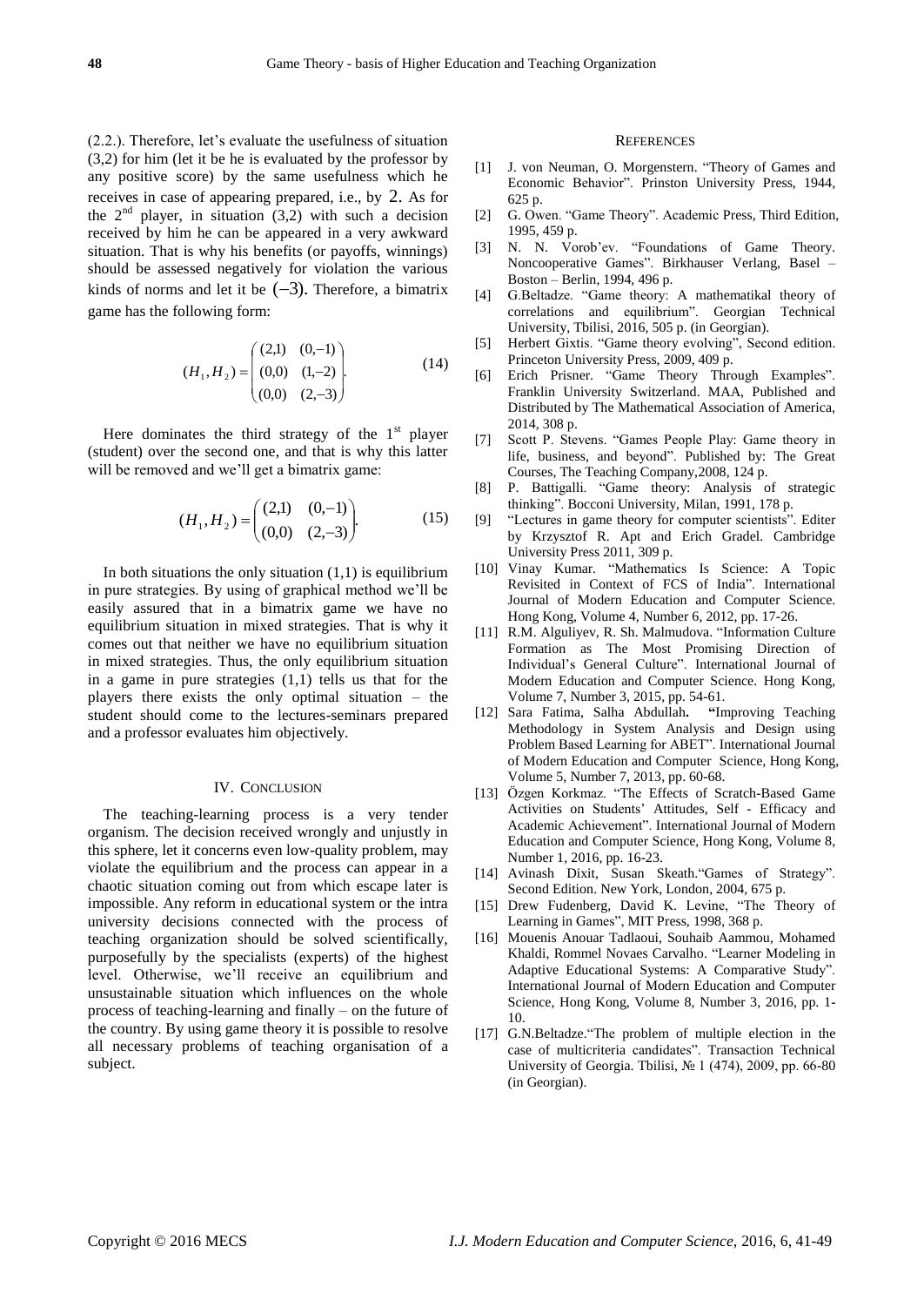(2.2.). Therefore, let's evaluate the usefulness of situation (3,2) for him (let it be he is evaluated by the professor by any positive score) by the same usefulness which he receives in case of appearing prepared, i.e., by 2. As for the 2[nd] player, in situation (3,2) with such a decision received by him he can be appeared in a very awkward situation. That is why his benefits (or payoffs, winnings) should be assessed negatively for violation the various kinds of norms and let it be $(-3)$. Therefore, a bimatrix game has the following form:

$$(H_1, H_2) = \begin{pmatrix} (2,1) & (0,-1) \\ (0,0) & (1,-2) \\ (0,0) & (2,-3) \end{pmatrix}. \quad (14)$$

Here dominates the third strategy of the 1[st] player (student) over the second one, and that is why this latter will be removed and we'll get a bimatrix game:

$$(H_1, H_2) = \begin{pmatrix} (2,1) & (0,-1) \\ (0,0) & (2,-3) \end{pmatrix}. \quad (15)$$

In both situations the only situation (1,1) is equilibrium in pure strategies. By using of graphical method we'll be easily assured that in a bimatrix game we have no equilibrium situation in mixed strategies. That is why it comes out that neither we have no equilibrium situation in mixed strategies. Thus, the only equilibrium situation in a game in pure strategies (1,1) tells us that for the players there exists the only optimal situation – the student should come to the lectures-seminars prepared and a professor evaluates him objectively.

## IV. Conclusion

The teaching-learning process is a very tender organism. The decision received wrongly and unjustly in this sphere, let it concerns even low-quality problem, may violate the equilibrium and the process can appear in a chaotic situation coming out from which escape later is impossible. Any reform in educational system or the intra university decisions connected with the process of teaching organization should be solved scientifically, purposefully by the specialists (experts) of the highest level. Otherwise, we'll receive an equilibrium and unsustainable situation which influences on the whole process of teaching-learning and finally – on the future of the country. By using game theory it is possible to resolve all necessary problems of teaching organisation of a subject.

## References

[1] J. von Neuman, O. Morgenstern. "Theory of Games and Economic Behavior". Prinston University Press, 1944, 625 p.

[2] G. Owen. "Game Theory". Academic Press, Third Edition, 1995, 459 p.

[3] N. N. Vorob'ev. "Foundations of Game Theory. Noncooperative Games". Birkhauser Verlang, Basel – Boston – Berlin, 1994, 496 p.

[4] G.Beltadze. "Game theory: A mathematikal theory of correlations and equilibrium". Georgian Technical University, Tbilisi, 2016, 505 p. (in Georgian).

[5] Herbert Gixtis. "Game theory evolving", Second edition. Princeton University Press, 2009, 409 p.

[6] Erich Prisner. "Game Theory Through Examples". Franklin University Switzerland. MAA, Published and Distributed by The Mathematical Association of America, 2014, 308 p.

[7] Scott P. Stevens. "Games People Play: Game theory in life, business, and beyond". Published by: The Great Courses, The Teaching Company,2008, 124 p.

[8] P. Battigalli. "Game theory: Analysis of strategic thinking". Bocconi University, Milan, 1991, 178 p.

[9] "Lectures in game theory for computer scientists". Editer by Krzysztof R. Apt and Erich Gradel. Cambridge University Press 2011, 309 p.

[10] Vinay Kumar. "Mathematics Is Science: A Topic Revisited in Context of FCS of India". International Journal of Modern Education and Computer Science. Hong Kong, Volume 4, Number 6, 2012, pp. 17-26.

[11] R.M. Alguliyev, R. Sh. Malmudova. "Information Culture Formation as The Most Promising Direction of Individual's General Culture". International Journal of Modern Education and Computer Science. Hong Kong, Volume 7, Number 3, 2015, pp. 54-61.

[12] Sara Fatima, Salha Abdullah**.** "Improving Teaching Methodology in System Analysis and Design using Problem Based Learning for ABET". International Journal of Modern Education and Computer Science, Hong Kong, Volume 5, Number 7, 2013, pp. 60-68.

[13] Özgen Korkmaz. "The Effects of Scratch-Based Game Activities on Students' Attitudes, Self - Efficacy and Academic Achievement". International Journal of Modern Education and Computer Science, Hong Kong, Volume 8, Number 1, 2016, pp. 16-23.

[14] Avinash Dixit, Susan Skeath."Games of Strategy". Second Edition. New York, London, 2004, 675 p.

[15] Drew Fudenberg, David K. Levine, "The Theory of Learning in Games", MIT Press, 1998, 368 p.

[16] Mouenis Anouar Tadlaoui, Souhaib Aammou, Mohamed Khaldi, Rommel Novaes Carvalho. "Learner Modeling in Adaptive Educational Systems: A Comparative Study". International Journal of Modern Education and Computer Science, Hong Kong, Volume 8, Number 3, 2016, pp. 1-10.

[17] G.N.Beltadze."The problem of multiple election in the case of multicriteria candidates". Transaction Technical University of Georgia. Tbilisi, № 1 (474), 2009, pp. 66-80 (in Georgian).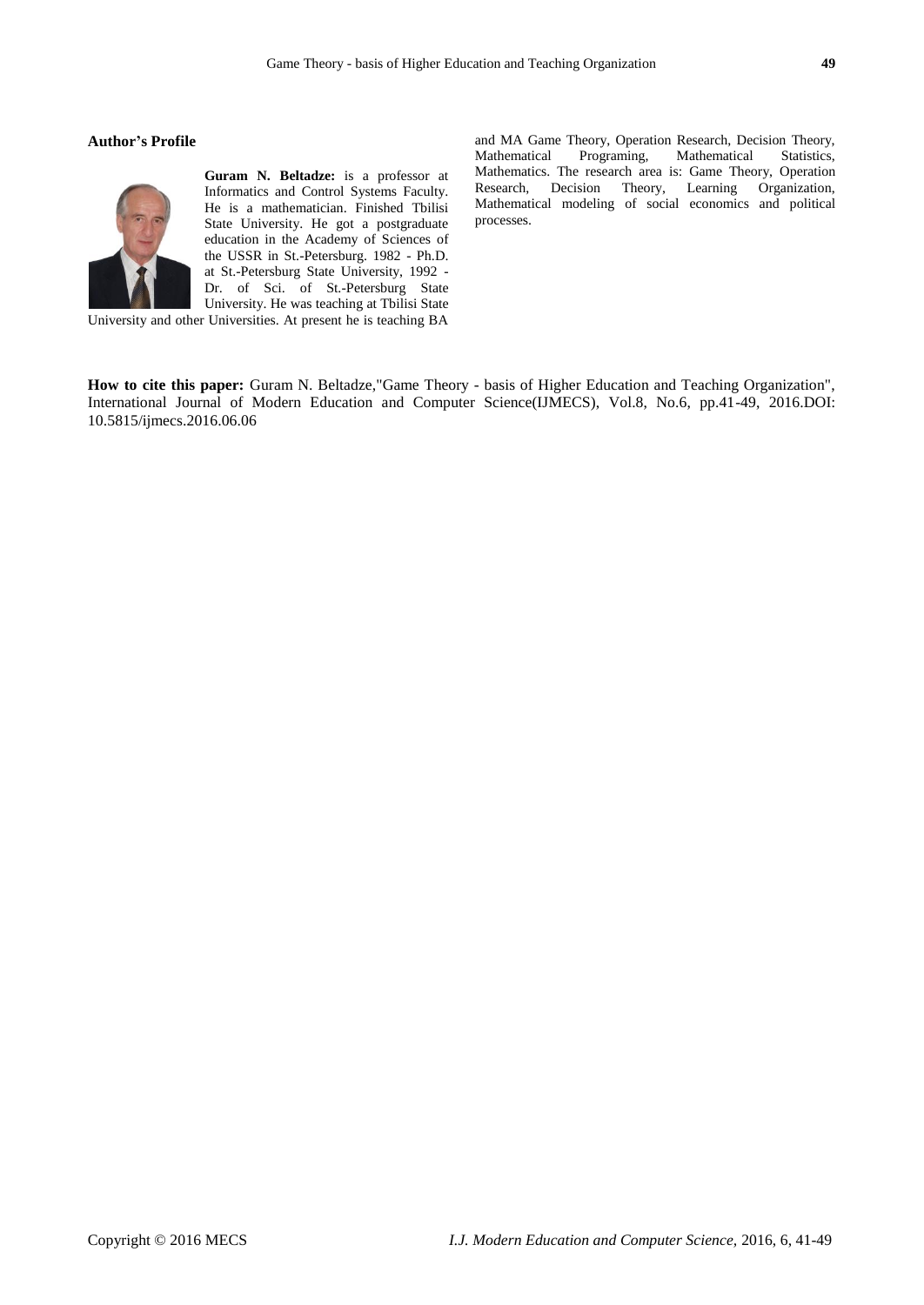## Author's Profile

**Guram N. Beltadze:** is a professor at Informatics and Control Systems Faculty. He is a mathematician. Finished Tbilisi State University. He got a postgraduate education in the Academy of Sciences of the USSR in St.-Petersburg. 1982 - Ph.D. at St.-Petersburg State University, 1992 - Dr. of Sci. of St.-Petersburg State University. He was teaching at Tbilisi State University and other Universities. At present he is teaching BA and MA Game Theory, Operation Research, Decision Theory, Mathematical Programing, Mathematical Statistics, Mathematics. The research area is: Game Theory, Operation Research, Decision Theory, Learning Organization, Mathematical modeling of social economics and political processes.

**How to cite this paper:** Guram N. Beltadze,"Game Theory - basis of Higher Education and Teaching Organization", International Journal of Modern Education and Computer Science(IJMECS), Vol.8, No.6, pp.41-49, 2016.DOI: 10.5815/ijmecs.2016.06.06